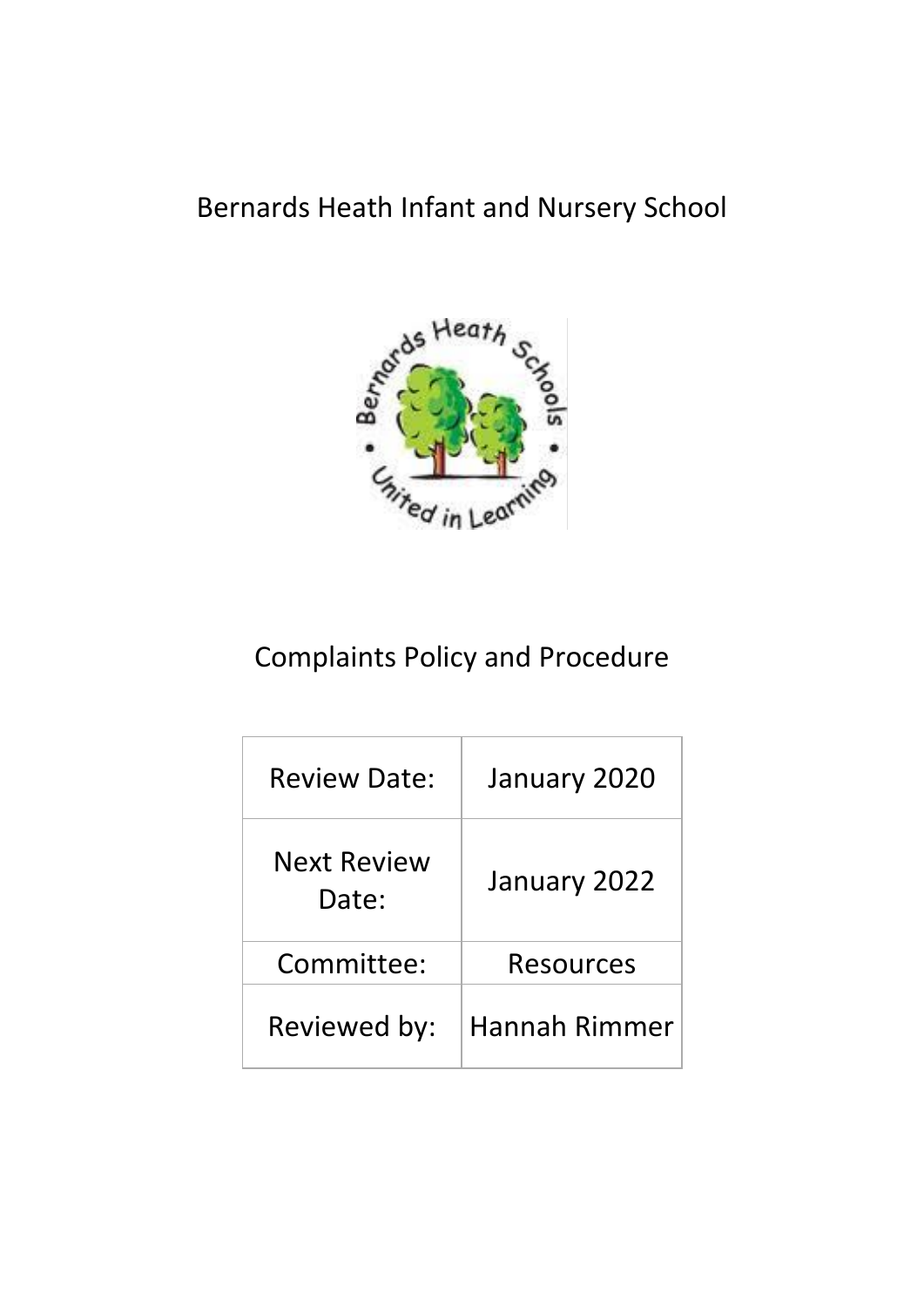# Bernards Heath Infant and Nursery School

# Complaints Policy and Procedure

| Review Date: | January 2020 |
|---|---|
| Next Review Date: | January 2022 |
| Committee: | Resources |
| Reviewed by: | Hannah Rimmer |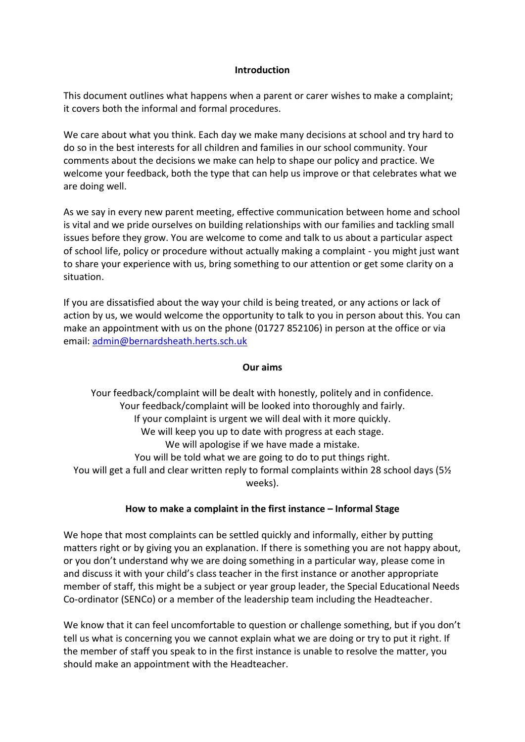## Introduction

This document outlines what happens when a parent or carer wishes to make a complaint; it covers both the informal and formal procedures.

We care about what you think. Each day we make many decisions at school and try hard to do so in the best interests for all children and families in our school community. Your comments about the decisions we make can help to shape our policy and practice. We welcome your feedback, both the type that can help us improve or that celebrates what we are doing well.

As we say in every new parent meeting, effective communication between home and school is vital and we pride ourselves on building relationships with our families and tackling small issues before they grow. You are welcome to come and talk to us about a particular aspect of school life, policy or procedure without actually making a complaint - you might just want to share your experience with us, bring something to our attention or get some clarity on a situation.

If you are dissatisfied about the way your child is being treated, or any actions or lack of action by us, we would welcome the opportunity to talk to you in person about this. You can make an appointment with us on the phone (01727 852106) in person at the office or via email: admin@bernardsheath.herts.sch.uk

## Our aims

Your feedback/complaint will be dealt with honestly, politely and in confidence.
Your feedback/complaint will be looked into thoroughly and fairly.
If your complaint is urgent we will deal with it more quickly.
We will keep you up to date with progress at each stage.
We will apologise if we have made a mistake.
You will be told what we are going to do to put things right.
You will get a full and clear written reply to formal complaints within 28 school days (5½ weeks).

## How to make a complaint in the first instance – Informal Stage

We hope that most complaints can be settled quickly and informally, either by putting matters right or by giving you an explanation. If there is something you are not happy about, or you don't understand why we are doing something in a particular way, please come in and discuss it with your child's class teacher in the first instance or another appropriate member of staff, this might be a subject or year group leader, the Special Educational Needs Co-ordinator (SENCo) or a member of the leadership team including the Headteacher.

We know that it can feel uncomfortable to question or challenge something, but if you don't tell us what is concerning you we cannot explain what we are doing or try to put it right. If the member of staff you speak to in the first instance is unable to resolve the matter, you should make an appointment with the Headteacher.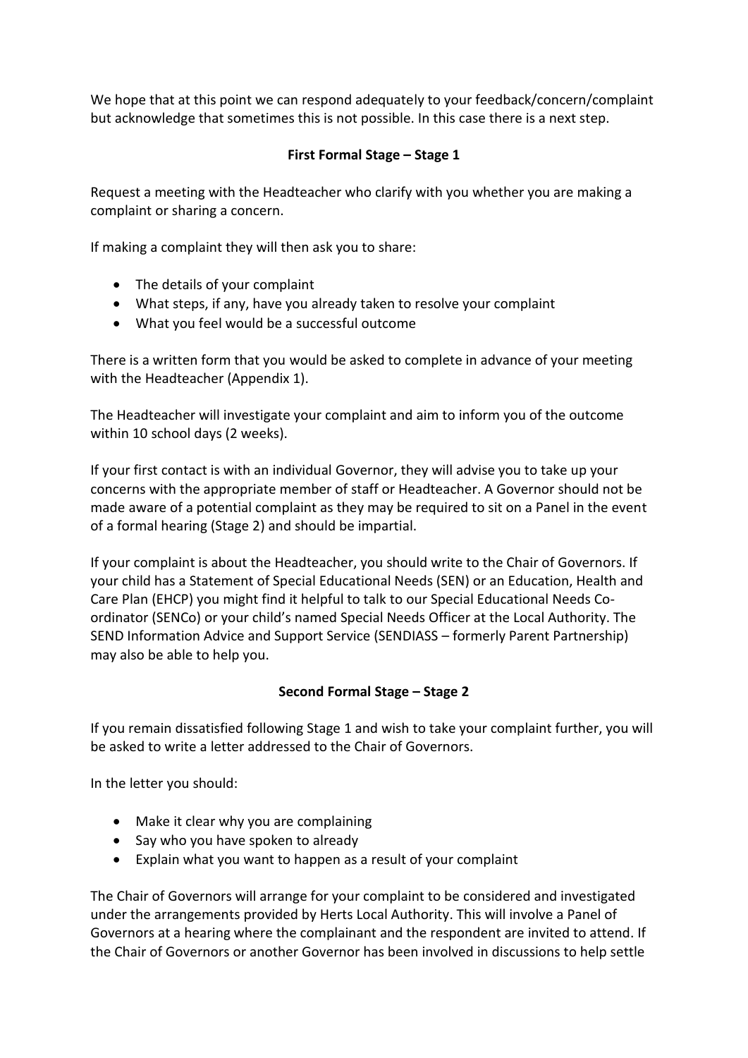We hope that at this point we can respond adequately to your feedback/concern/complaint but acknowledge that sometimes this is not possible. In this case there is a next step.

**First Formal Stage – Stage 1**

Request a meeting with the Headteacher who clarify with you whether you are making a complaint or sharing a concern.

If making a complaint they will then ask you to share:

- The details of your complaint
- What steps, if any, have you already taken to resolve your complaint
- What you feel would be a successful outcome

There is a written form that you would be asked to complete in advance of your meeting with the Headteacher (Appendix 1).

The Headteacher will investigate your complaint and aim to inform you of the outcome within 10 school days (2 weeks).

If your first contact is with an individual Governor, they will advise you to take up your concerns with the appropriate member of staff or Headteacher. A Governor should not be made aware of a potential complaint as they may be required to sit on a Panel in the event of a formal hearing (Stage 2) and should be impartial.

If your complaint is about the Headteacher, you should write to the Chair of Governors. If your child has a Statement of Special Educational Needs (SEN) or an Education, Health and Care Plan (EHCP) you might find it helpful to talk to our Special Educational Needs Co-ordinator (SENCo) or your child's named Special Needs Officer at the Local Authority. The SEND Information Advice and Support Service (SENDIASS – formerly Parent Partnership) may also be able to help you.

**Second Formal Stage – Stage 2**

If you remain dissatisfied following Stage 1 and wish to take your complaint further, you will be asked to write a letter addressed to the Chair of Governors.

In the letter you should:

- Make it clear why you are complaining
- Say who you have spoken to already
- Explain what you want to happen as a result of your complaint

The Chair of Governors will arrange for your complaint to be considered and investigated under the arrangements provided by Herts Local Authority. This will involve a Panel of Governors at a hearing where the complainant and the respondent are invited to attend. If the Chair of Governors or another Governor has been involved in discussions to help settle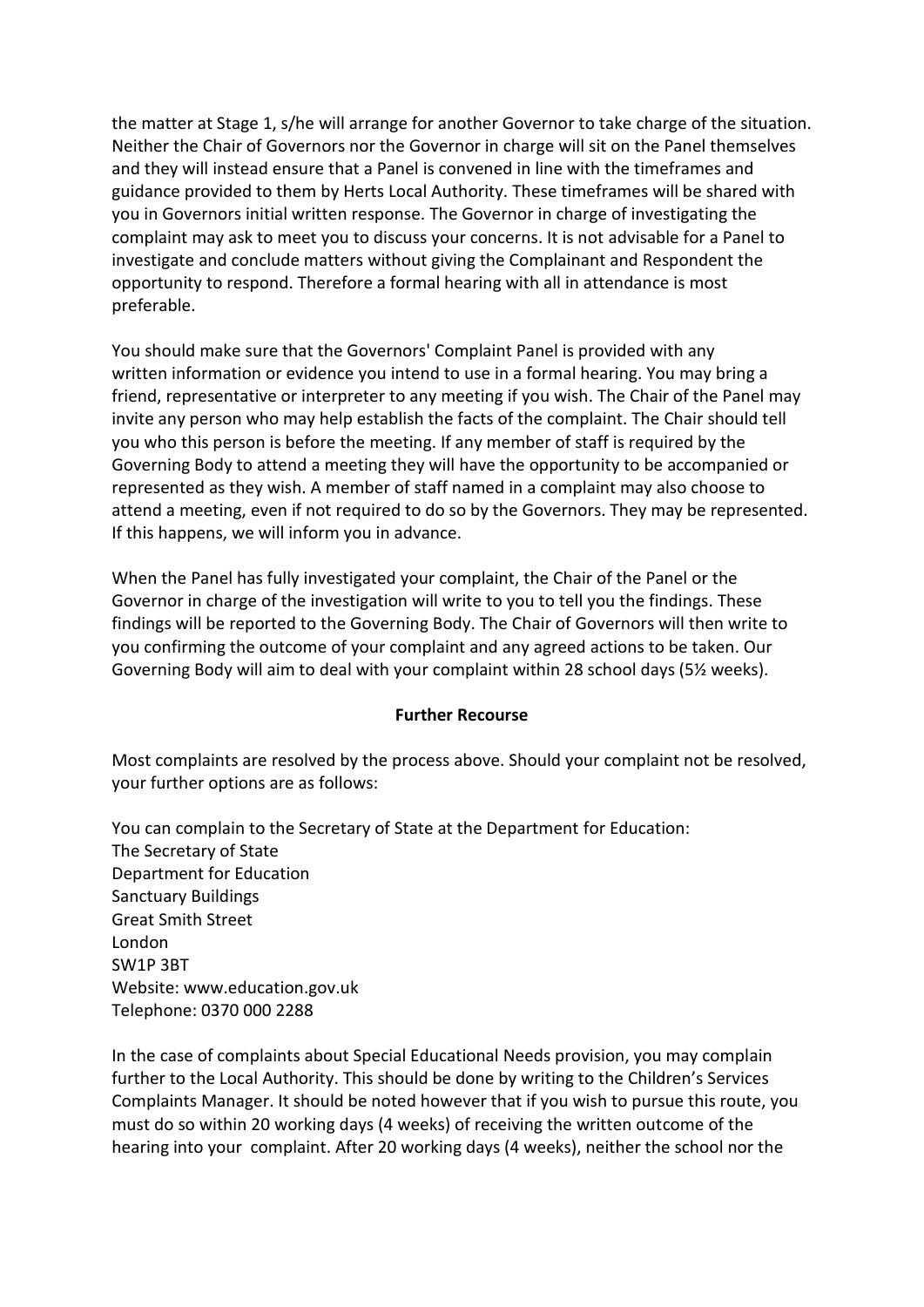the matter at Stage 1, s/he will arrange for another Governor to take charge of the situation. Neither the Chair of Governors nor the Governor in charge will sit on the Panel themselves and they will instead ensure that a Panel is convened in line with the timeframes and guidance provided to them by Herts Local Authority. These timeframes will be shared with you in Governors initial written response. The Governor in charge of investigating the complaint may ask to meet you to discuss your concerns. It is not advisable for a Panel to investigate and conclude matters without giving the Complainant and Respondent the opportunity to respond. Therefore a formal hearing with all in attendance is most preferable.

You should make sure that the Governors' Complaint Panel is provided with any written information or evidence you intend to use in a formal hearing. You may bring a friend, representative or interpreter to any meeting if you wish. The Chair of the Panel may invite any person who may help establish the facts of the complaint. The Chair should tell you who this person is before the meeting. If any member of staff is required by the Governing Body to attend a meeting they will have the opportunity to be accompanied or represented as they wish. A member of staff named in a complaint may also choose to attend a meeting, even if not required to do so by the Governors. They may be represented. If this happens, we will inform you in advance.

When the Panel has fully investigated your complaint, the Chair of the Panel or the Governor in charge of the investigation will write to you to tell you the findings. These findings will be reported to the Governing Body. The Chair of Governors will then write to you confirming the outcome of your complaint and any agreed actions to be taken. Our Governing Body will aim to deal with your complaint within 28 school days (5½ weeks).

**Further Recourse**

Most complaints are resolved by the process above. Should your complaint not be resolved, your further options are as follows:

You can complain to the Secretary of State at the Department for Education:
The Secretary of State
Department for Education
Sanctuary Buildings
Great Smith Street
London
SW1P 3BT
Website: www.education.gov.uk
Telephone: 0370 000 2288

In the case of complaints about Special Educational Needs provision, you may complain further to the Local Authority. This should be done by writing to the Children's Services Complaints Manager. It should be noted however that if you wish to pursue this route, you must do so within 20 working days (4 weeks) of receiving the written outcome of the hearing into your complaint. After 20 working days (4 weeks), neither the school nor the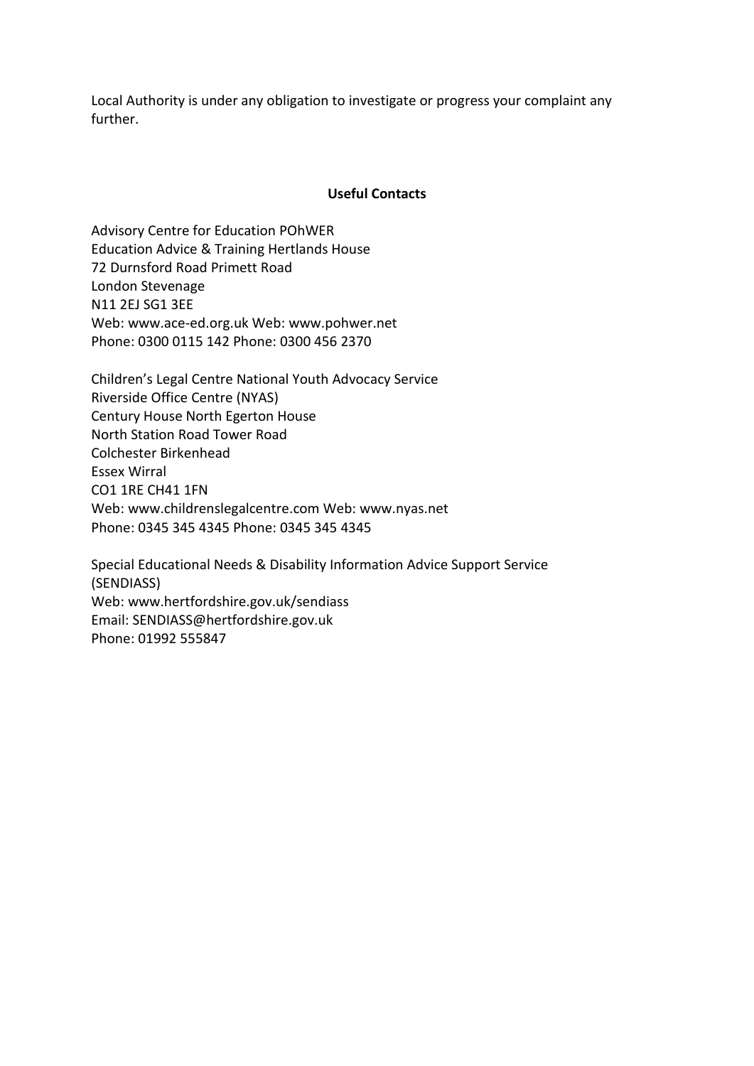Local Authority is under any obligation to investigate or progress your complaint any further.

**Useful Contacts**

Advisory Centre for Education POhWER
Education Advice & Training Hertlands House
72 Durnsford Road Primett Road
London Stevenage
N11 2EJ SG1 3EE
Web: www.ace-ed.org.uk Web: www.pohwer.net
Phone: 0300 0115 142 Phone: 0300 456 2370

Children's Legal Centre National Youth Advocacy Service
Riverside Office Centre (NYAS)
Century House North Egerton House
North Station Road Tower Road
Colchester Birkenhead
Essex Wirral
CO1 1RE CH41 1FN
Web: www.childrenslegalcentre.com Web: www.nyas.net
Phone: 0345 345 4345 Phone: 0345 345 4345

Special Educational Needs & Disability Information Advice Support Service (SENDIASS)
Web: www.hertfordshire.gov.uk/sendiass
Email: SENDIASS@hertfordshire.gov.uk
Phone: 01992 555847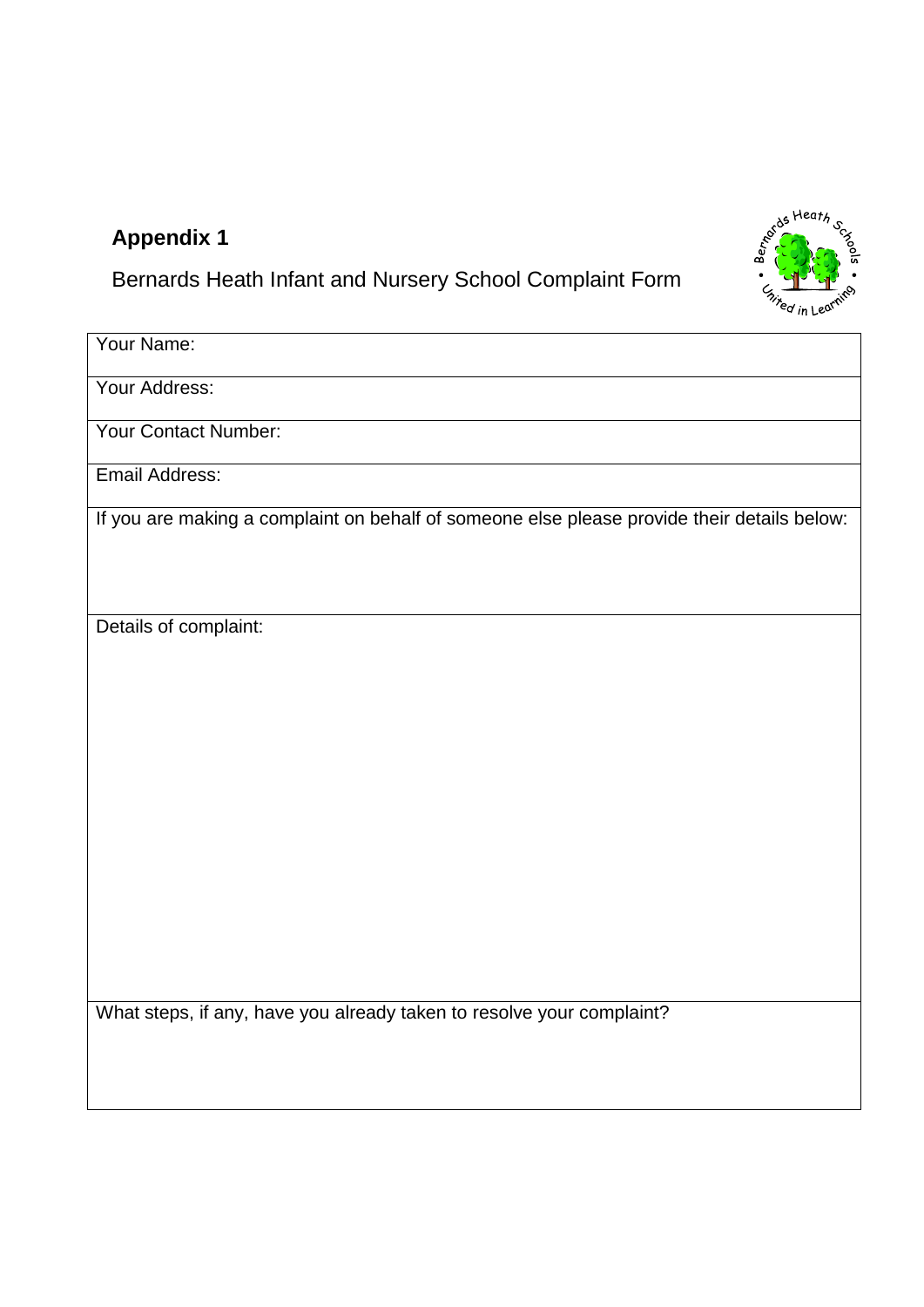**Appendix 1**

Bernards Heath Infant and Nursery School Complaint Form

| Your Name: |
|---|
| Your Address: |
| Your Contact Number: |
| Email Address: |
| If you are making a complaint on behalf of someone else please provide their details below: |
| Details of complaint: |
| What steps, if any, have you already taken to resolve your complaint? |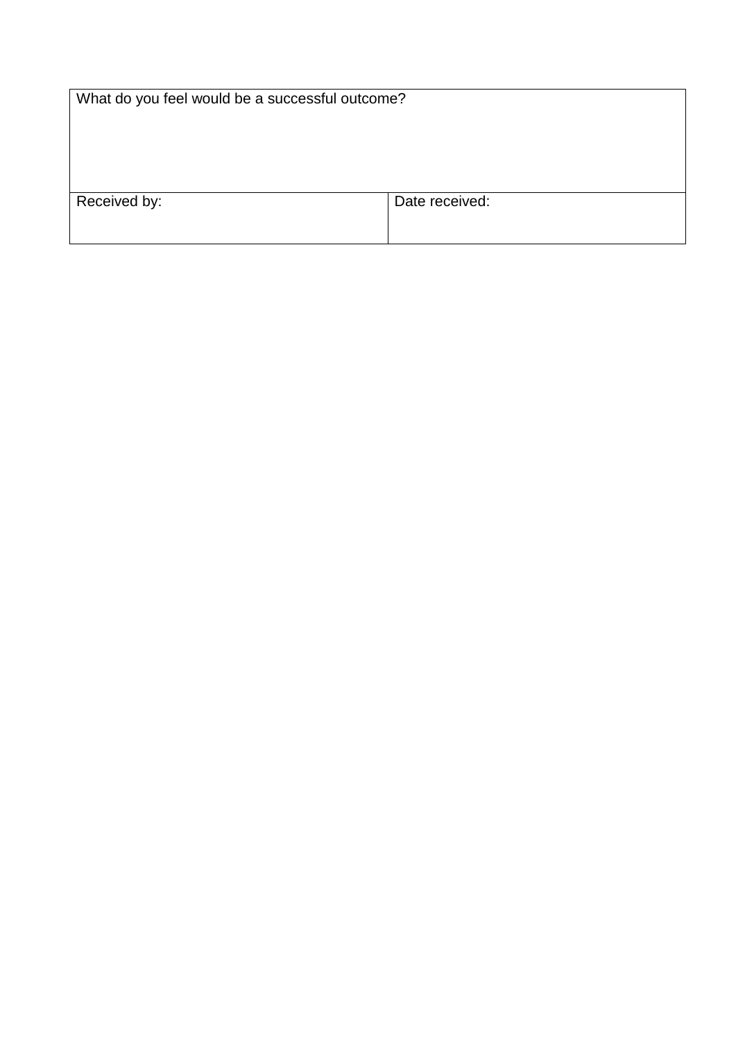| | |
|---|---|
| What do you feel would be a successful outcome? | |
| Received by: | Date received: |